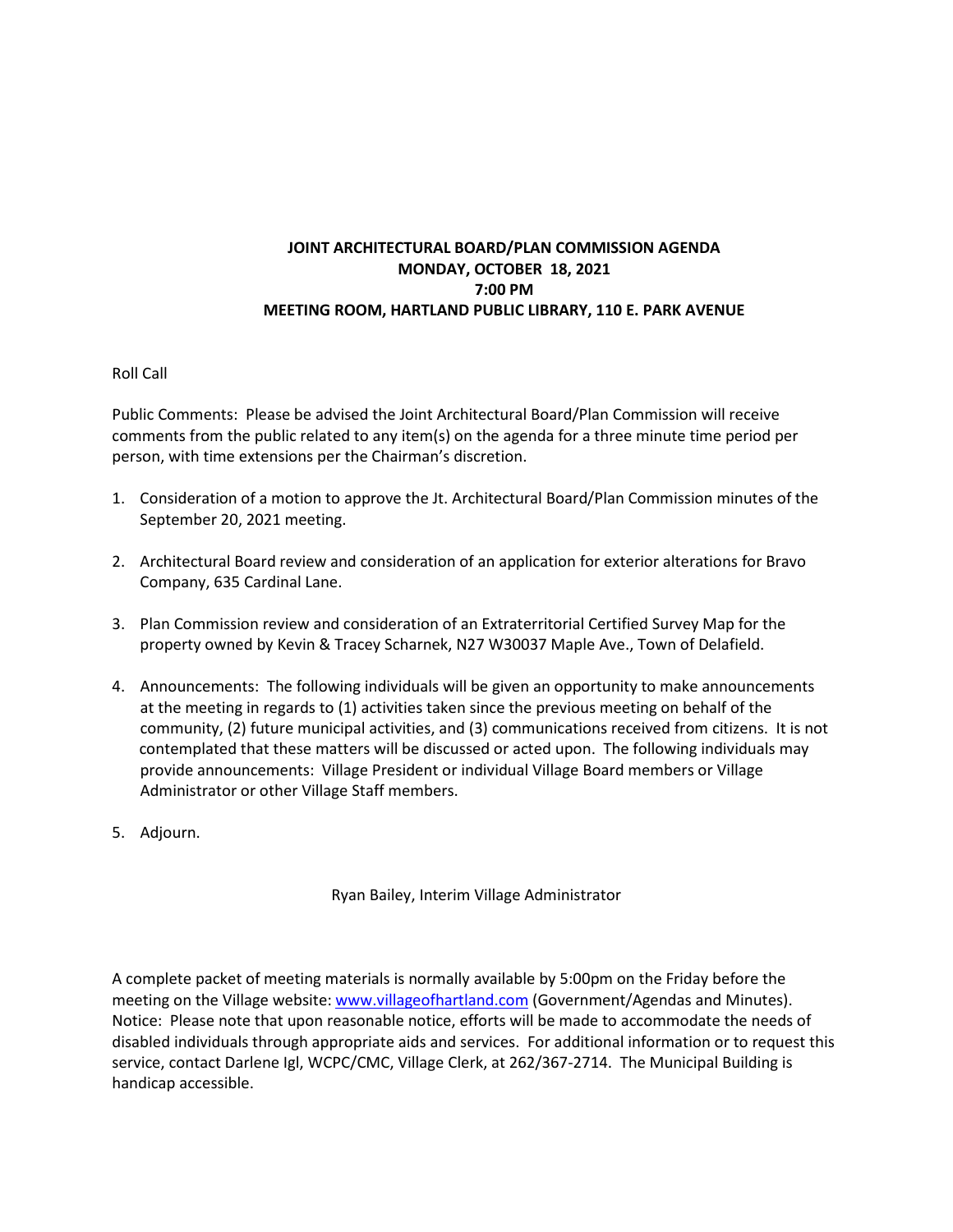**JOINT ARCHITECTURAL BOARD/PLAN COMMISSION AGENDA**
**MONDAY, OCTOBER 18, 2021**
**7:00 PM**
**MEETING ROOM, HARTLAND PUBLIC LIBRARY, 110 E. PARK AVENUE**

Roll Call

Public Comments: Please be advised the Joint Architectural Board/Plan Commission will receive comments from the public related to any item(s) on the agenda for a three minute time period per person, with time extensions per the Chairman's discretion.

1. Consideration of a motion to approve the Jt. Architectural Board/Plan Commission minutes of the September 20, 2021 meeting.

2. Architectural Board review and consideration of an application for exterior alterations for Bravo Company, 635 Cardinal Lane.

3. Plan Commission review and consideration of an Extraterritorial Certified Survey Map for the property owned by Kevin & Tracey Scharnek, N27 W30037 Maple Ave., Town of Delafield.

4. Announcements: The following individuals will be given an opportunity to make announcements at the meeting in regards to (1) activities taken since the previous meeting on behalf of the community, (2) future municipal activities, and (3) communications received from citizens. It is not contemplated that these matters will be discussed or acted upon. The following individuals may provide announcements: Village President or individual Village Board members or Village Administrator or other Village Staff members.

5. Adjourn.

Ryan Bailey, Interim Village Administrator

A complete packet of meeting materials is normally available by 5:00pm on the Friday before the meeting on the Village website: www.villageofhartland.com (Government/Agendas and Minutes). Notice: Please note that upon reasonable notice, efforts will be made to accommodate the needs of disabled individuals through appropriate aids and services. For additional information or to request this service, contact Darlene Igl, WCPC/CMC, Village Clerk, at 262/367-2714. The Municipal Building is handicap accessible.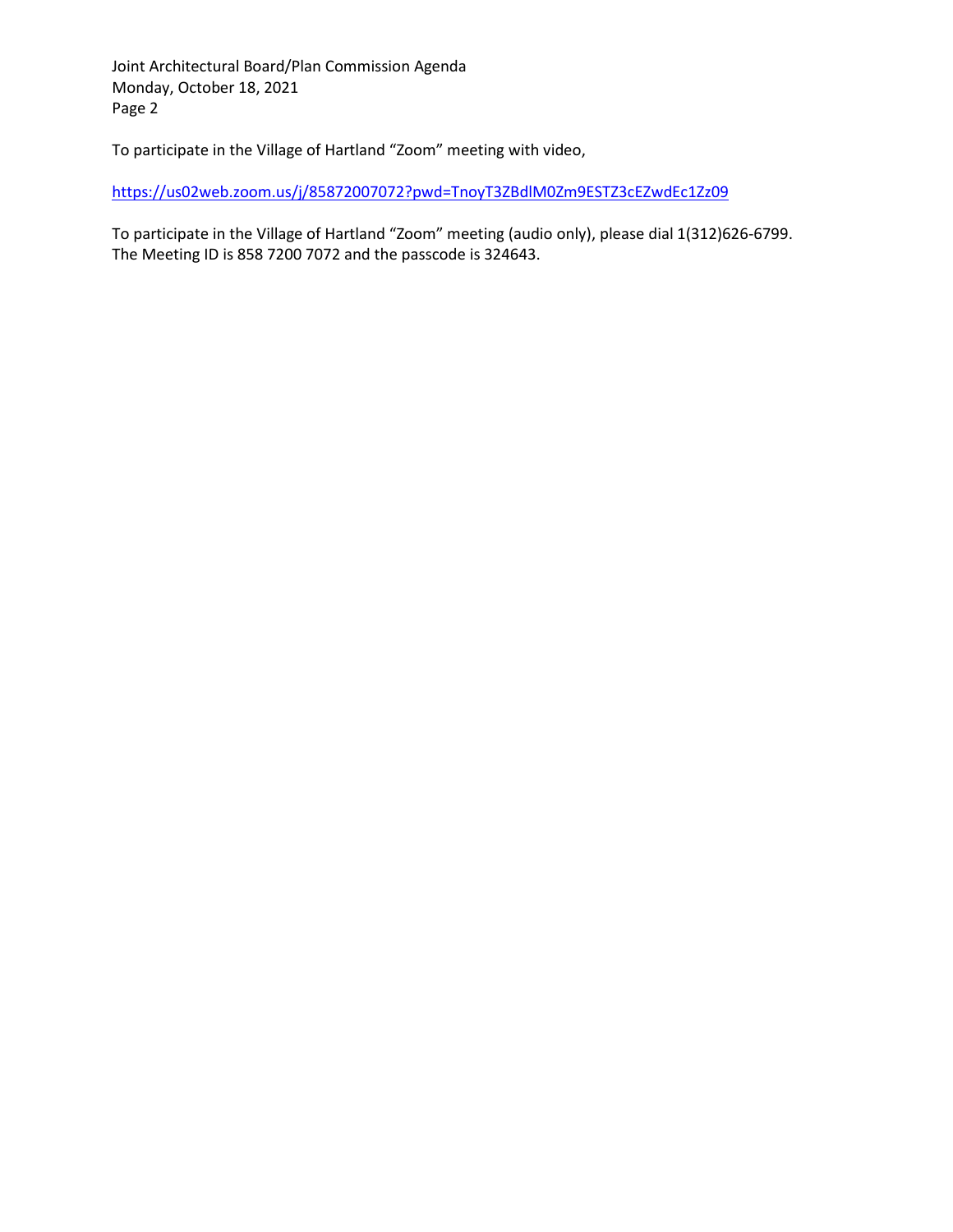To participate in the Village of Hartland "Zoom" meeting with video,

https://us02web.zoom.us/j/85872007072?pwd=TnoyT3ZBdlM0Zm9ESTZ3cEZwdEc1Zz09

To participate in the Village of Hartland "Zoom" meeting (audio only), please dial 1(312)626-6799. The Meeting ID is 858 7200 7072 and the passcode is 324643.